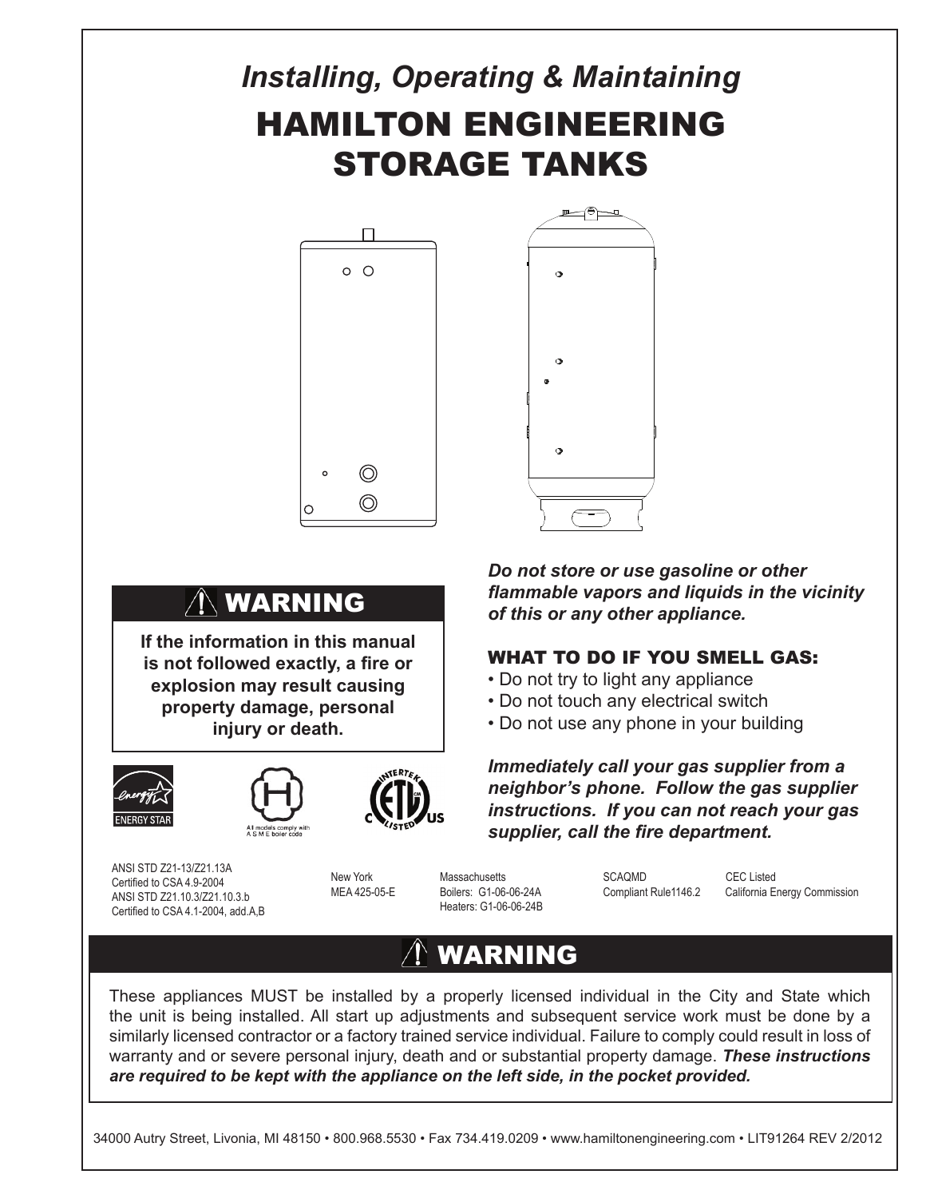*Installing, Operating & Maintaining*

# HAMILTON ENGINEERING STORAGE TANKS

## ⚠ WARNING

**If the information in this manual is not followed exactly, a fire or explosion may result causing property damage, personal injury or death.**

***Do not store or use gasoline or other flammable vapors and liquids in the vicinity of this or any other appliance.***

### WHAT TO DO IF YOU SMELL GAS:

- Do not try to light any appliance
- Do not touch any electrical switch
- Do not use any phone in your building

***Immediately call your gas supplier from a neighbor's phone. Follow the gas supplier instructions. If you can not reach your gas supplier, call the fire department.***

All models comply with A.S.M.E boiler code

ANSI STD Z21-13/Z21.13A
Certified to CSA 4.9-2004
ANSI STD Z21.10.3/Z21.10.3.b
Certified to CSA 4.1-2004, add.A,B

New York
MEA 425-05-E

Massachusetts
Boilers: G1-06-06-24A
Heaters: G1-06-06-24B

SCAQMD
Compliant Rule1146.2

CEC Listed
California Energy Commission

## ⚠ WARNING

These appliances MUST be installed by a properly licensed individual in the City and State which the unit is being installed. All start up adjustments and subsequent service work must be done by a similarly licensed contractor or a factory trained service individual. Failure to comply could result in loss of warranty and or severe personal injury, death and or substantial property damage. ***These instructions are required to be kept with the appliance on the left side, in the pocket provided.***

34000 Autry Street, Livonia, MI 48150 • 800.968.5530 • Fax 734.419.0209 • www.hamiltonengineering.com • LIT91264 REV 2/2012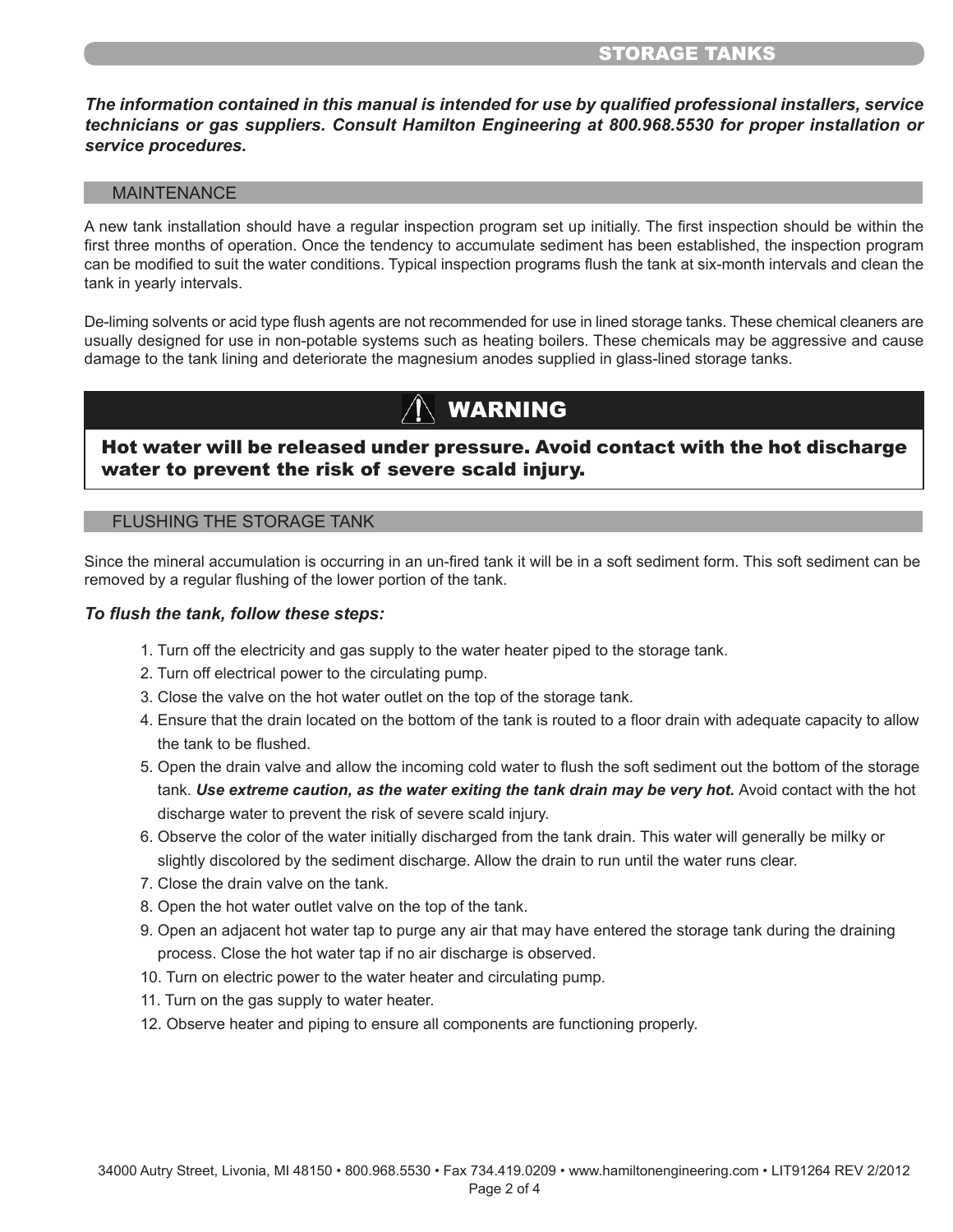# STORAGE TANKS

***The information contained in this manual is intended for use by qualified professional installers, service technicians or gas suppliers. Consult Hamilton Engineering at 800.968.5530 for proper installation or service procedures.***

## MAINTENANCE

A new tank installation should have a regular inspection program set up initially. The first inspection should be within the first three months of operation. Once the tendency to accumulate sediment has been established, the inspection program can be modified to suit the water conditions. Typical inspection programs flush the tank at six-month intervals and clean the tank in yearly intervals.

De-liming solvents or acid type flush agents are not recommended for use in lined storage tanks. These chemical cleaners are usually designed for use in non-potable systems such as heating boilers. These chemicals may be aggressive and cause damage to the tank lining and deteriorate the magnesium anodes supplied in glass-lined storage tanks.

> **⚠ WARNING**
>
> **Hot water will be released under pressure. Avoid contact with the hot discharge water to prevent the risk of severe scald injury.**

## FLUSHING THE STORAGE TANK

Since the mineral accumulation is occurring in an un-fired tank it will be in a soft sediment form. This soft sediment can be removed by a regular flushing of the lower portion of the tank.

***To flush the tank, follow these steps:***

1. Turn off the electricity and gas supply to the water heater piped to the storage tank.
2. Turn off electrical power to the circulating pump.
3. Close the valve on the hot water outlet on the top of the storage tank.
4. Ensure that the drain located on the bottom of the tank is routed to a floor drain with adequate capacity to allow the tank to be flushed.
5. Open the drain valve and allow the incoming cold water to flush the soft sediment out the bottom of the storage tank. ***Use extreme caution, as the water exiting the tank drain may be very hot.*** Avoid contact with the hot discharge water to prevent the risk of severe scald injury.
6. Observe the color of the water initially discharged from the tank drain. This water will generally be milky or slightly discolored by the sediment discharge. Allow the drain to run until the water runs clear.
7. Close the drain valve on the tank.
8. Open the hot water outlet valve on the top of the tank.
9. Open an adjacent hot water tap to purge any air that may have entered the storage tank during the draining process. Close the hot water tap if no air discharge is observed.
10. Turn on electric power to the water heater and circulating pump.
11. Turn on the gas supply to water heater.
12. Observe heater and piping to ensure all components are functioning properly.

34000 Autry Street, Livonia, MI 48150 • 800.968.5530 • Fax 734.419.0209 • www.hamiltonengineering.com • LIT91264 REV 2/2012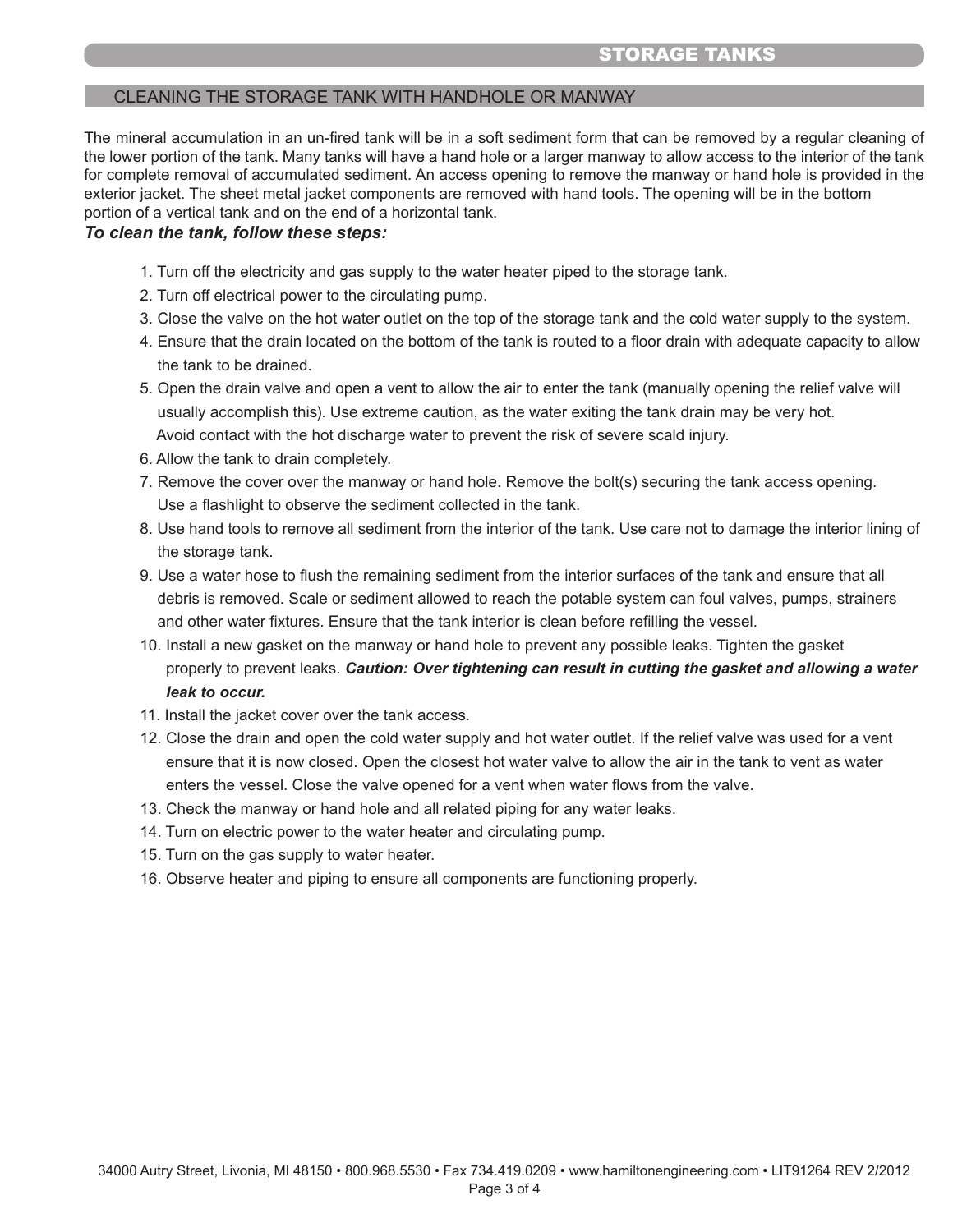# STORAGE TANKS

## CLEANING THE STORAGE TANK WITH HANDHOLE OR MANWAY

The mineral accumulation in an un-fired tank will be in a soft sediment form that can be removed by a regular cleaning of the lower portion of the tank. Many tanks will have a hand hole or a larger manway to allow access to the interior of the tank for complete removal of accumulated sediment. An access opening to remove the manway or hand hole is provided in the exterior jacket. The sheet metal jacket components are removed with hand tools. The opening will be in the bottom portion of a vertical tank and on the end of a horizontal tank.

***To clean the tank, follow these steps:***

1. Turn off the electricity and gas supply to the water heater piped to the storage tank.
2. Turn off electrical power to the circulating pump.
3. Close the valve on the hot water outlet on the top of the storage tank and the cold water supply to the system.
4. Ensure that the drain located on the bottom of the tank is routed to a floor drain with adequate capacity to allow the tank to be drained.
5. Open the drain valve and open a vent to allow the air to enter the tank (manually opening the relief valve will usually accomplish this). Use extreme caution, as the water exiting the tank drain may be very hot. Avoid contact with the hot discharge water to prevent the risk of severe scald injury.
6. Allow the tank to drain completely.
7. Remove the cover over the manway or hand hole. Remove the bolt(s) securing the tank access opening. Use a flashlight to observe the sediment collected in the tank.
8. Use hand tools to remove all sediment from the interior of the tank. Use care not to damage the interior lining of the storage tank.
9. Use a water hose to flush the remaining sediment from the interior surfaces of the tank and ensure that all debris is removed. Scale or sediment allowed to reach the potable system can foul valves, pumps, strainers and other water fixtures. Ensure that the tank interior is clean before refilling the vessel.
10. Install a new gasket on the manway or hand hole to prevent any possible leaks. Tighten the gasket properly to prevent leaks. ***Caution: Over tightening can result in cutting the gasket and allowing a water leak to occur.***
11. Install the jacket cover over the tank access.
12. Close the drain and open the cold water supply and hot water outlet. If the relief valve was used for a vent ensure that it is now closed. Open the closest hot water valve to allow the air in the tank to vent as water enters the vessel. Close the valve opened for a vent when water flows from the valve.
13. Check the manway or hand hole and all related piping for any water leaks.
14. Turn on electric power to the water heater and circulating pump.
15. Turn on the gas supply to water heater.
16. Observe heater and piping to ensure all components are functioning properly.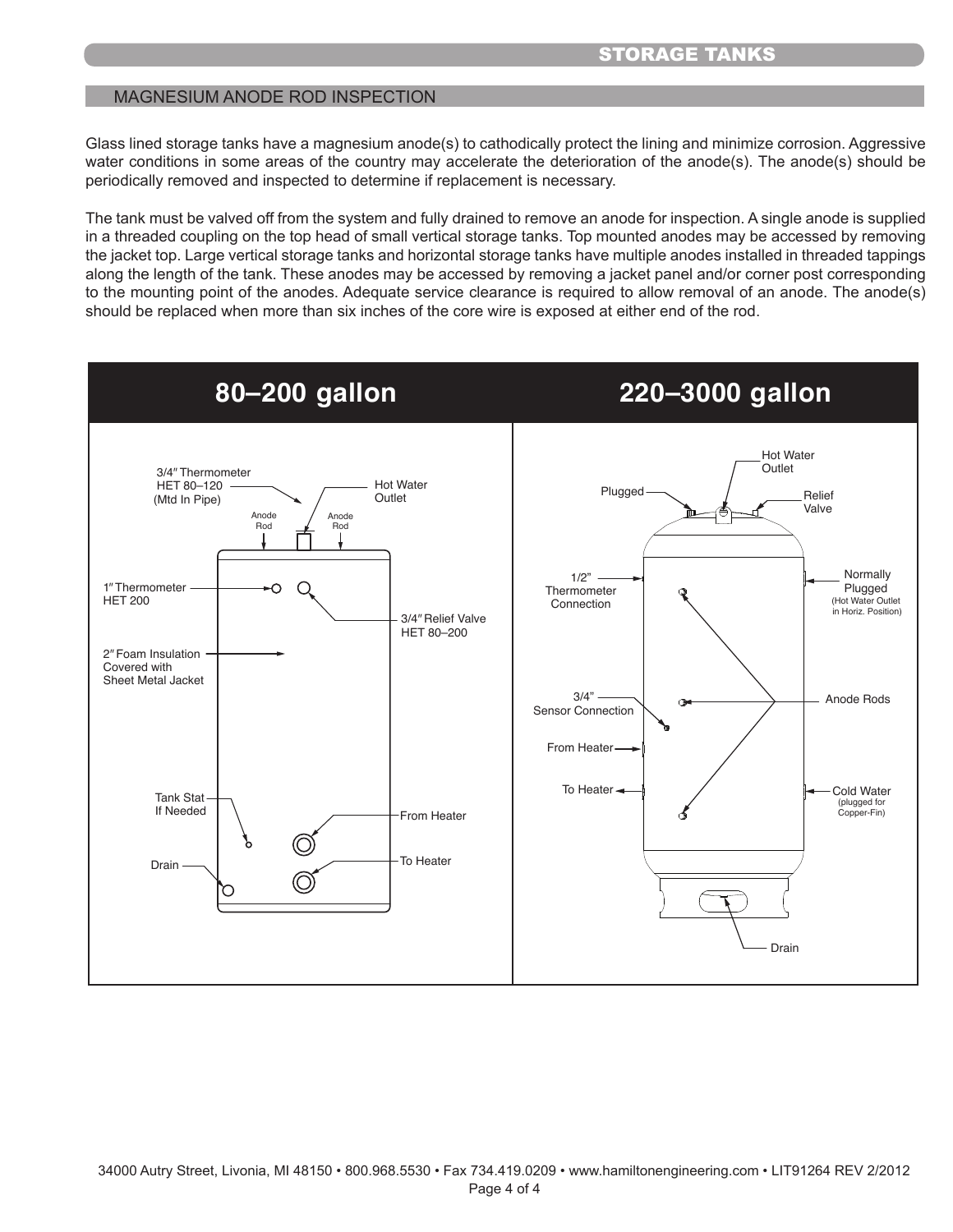## MAGNESIUM ANODE ROD INSPECTION

Glass lined storage tanks have a magnesium anode(s) to cathodically protect the lining and minimize corrosion. Aggressive water conditions in some areas of the country may accelerate the deterioration of the anode(s). The anode(s) should be periodically removed and inspected to determine if replacement is necessary.

The tank must be valved off from the system and fully drained to remove an anode for inspection. A single anode is supplied in a threaded coupling on the top head of small vertical storage tanks. Top mounted anodes may be accessed by removing the jacket top. Large vertical storage tanks and horizontal storage tanks have multiple anodes installed in threaded tappings along the length of the tank. These anodes may be accessed by removing a jacket panel and/or corner post corresponding to the mounting point of the anodes. Adequate service clearance is required to allow removal of an anode. The anode(s) should be replaced when more than six inches of the core wire is exposed at either end of the rod.

### 80–200 gallon

3/4″ Thermometer HET 80–120 (Mtd In Pipe)
Hot Water Outlet
Anode Rod
Anode Rod
1″ Thermometer HET 200
3/4″ Relief Valve HET 80–200
2″ Foam Insulation Covered with Sheet Metal Jacket
Tank Stat If Needed
From Heater
To Heater
Drain

### 220–3000 gallon

Hot Water Outlet
Plugged
Relief Valve
1/2” Thermometer Connection
Normally Plugged (Hot Water Outlet in Horiz. Position)
3/4” Sensor Connection
Anode Rods
From Heater
To Heater
Cold Water (plugged for Copper-Fin)
Drain

34000 Autry Street, Livonia, MI 48150 • 800.968.5530 • Fax 734.419.0209 • www.hamiltonengineering.com • LIT91264 REV 2/2012